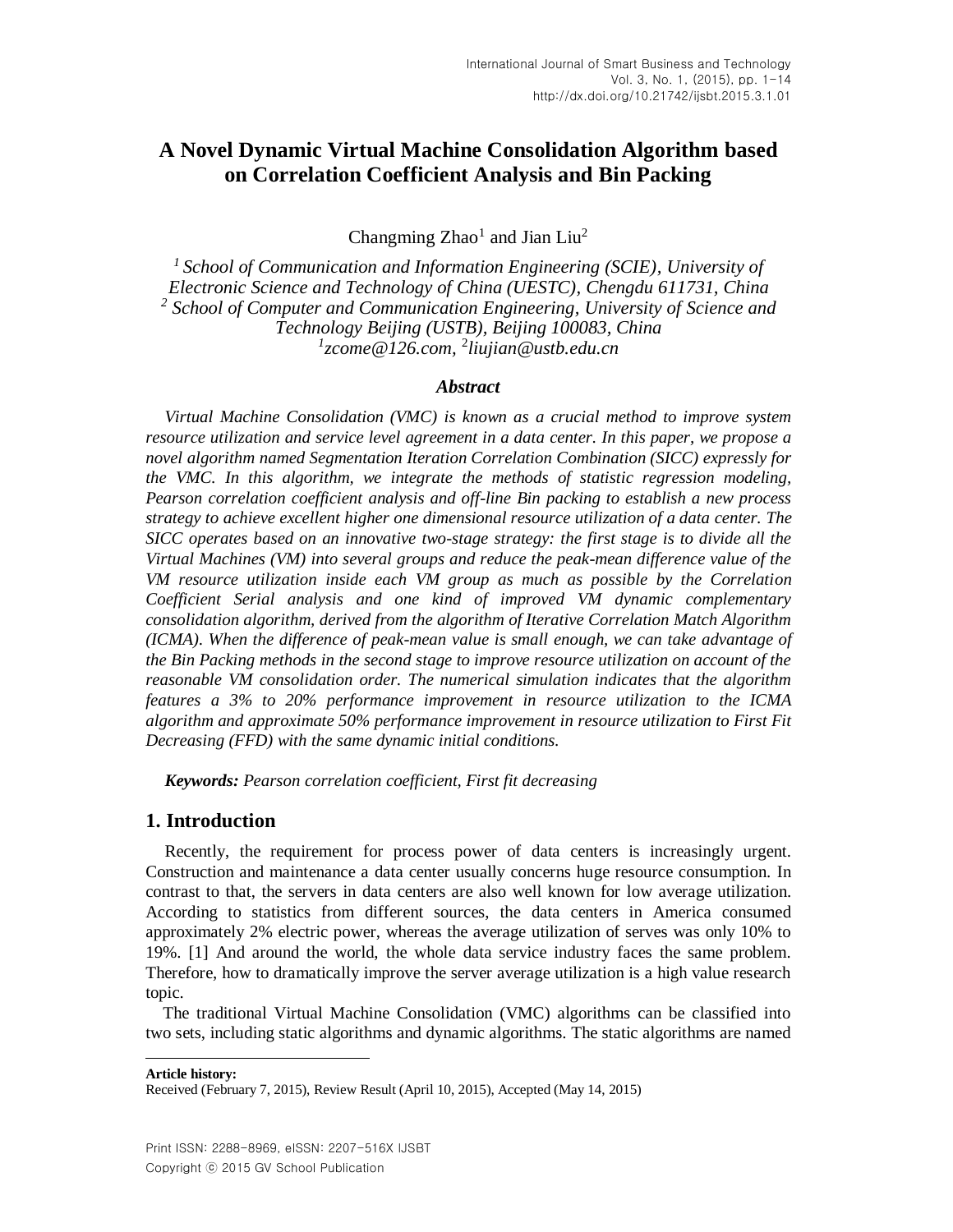# A Novel Dynamic Virtual Machine Consolidation Algorithm based on Correlation Coefficient Analysis and Bin Packing

Changming Zhao[1] and Jian Liu[2]

*[1] School of Communication and Information Engineering (SCIE), University of Electronic Science and Technology of China (UESTC), Chengdu 611731, China*
*[2] School of Computer and Communication Engineering, University of Science and Technology Beijing (USTB), Beijing 100083, China*
*[1]zcome@126.com, [2]liujian@ustb.edu.cn*

### Abstract

*Virtual Machine Consolidation (VMC) is known as a crucial method to improve system resource utilization and service level agreement in a data center. In this paper, we propose a novel algorithm named Segmentation Iteration Correlation Combination (SICC) expressly for the VMC. In this algorithm, we integrate the methods of statistic regression modeling, Pearson correlation coefficient analysis and off-line Bin packing to establish a new process strategy to achieve excellent higher one dimensional resource utilization of a data center. The SICC operates based on an innovative two-stage strategy: the first stage is to divide all the Virtual Machines (VM) into several groups and reduce the peak-mean difference value of the VM resource utilization inside each VM group as much as possible by the Correlation Coefficient Serial analysis and one kind of improved VM dynamic complementary consolidation algorithm, derived from the algorithm of Iterative Correlation Match Algorithm (ICMA). When the difference of peak-mean value is small enough, we can take advantage of the Bin Packing methods in the second stage to improve resource utilization on account of the reasonable VM consolidation order. The numerical simulation indicates that the algorithm features a 3% to 20% performance improvement in resource utilization to the ICMA algorithm and approximate 50% performance improvement in resource utilization to First Fit Decreasing (FFD) with the same dynamic initial conditions.*

***Keywords:*** *Pearson correlation coefficient, First fit decreasing*

## 1. Introduction

Recently, the requirement for process power of data centers is increasingly urgent. Construction and maintenance a data center usually concerns huge resource consumption. In contrast to that, the servers in data centers are also well known for low average utilization. According to statistics from different sources, the data centers in America consumed approximately 2% electric power, whereas the average utilization of serves was only 10% to 19%. [1] And around the world, the whole data service industry faces the same problem. Therefore, how to dramatically improve the server average utilization is a high value research topic.

The traditional Virtual Machine Consolidation (VMC) algorithms can be classified into two sets, including static algorithms and dynamic algorithms. The static algorithms are named

---

**Article history:**
Received (February 7, 2015), Review Result (April 10, 2015), Accepted (May 14, 2015)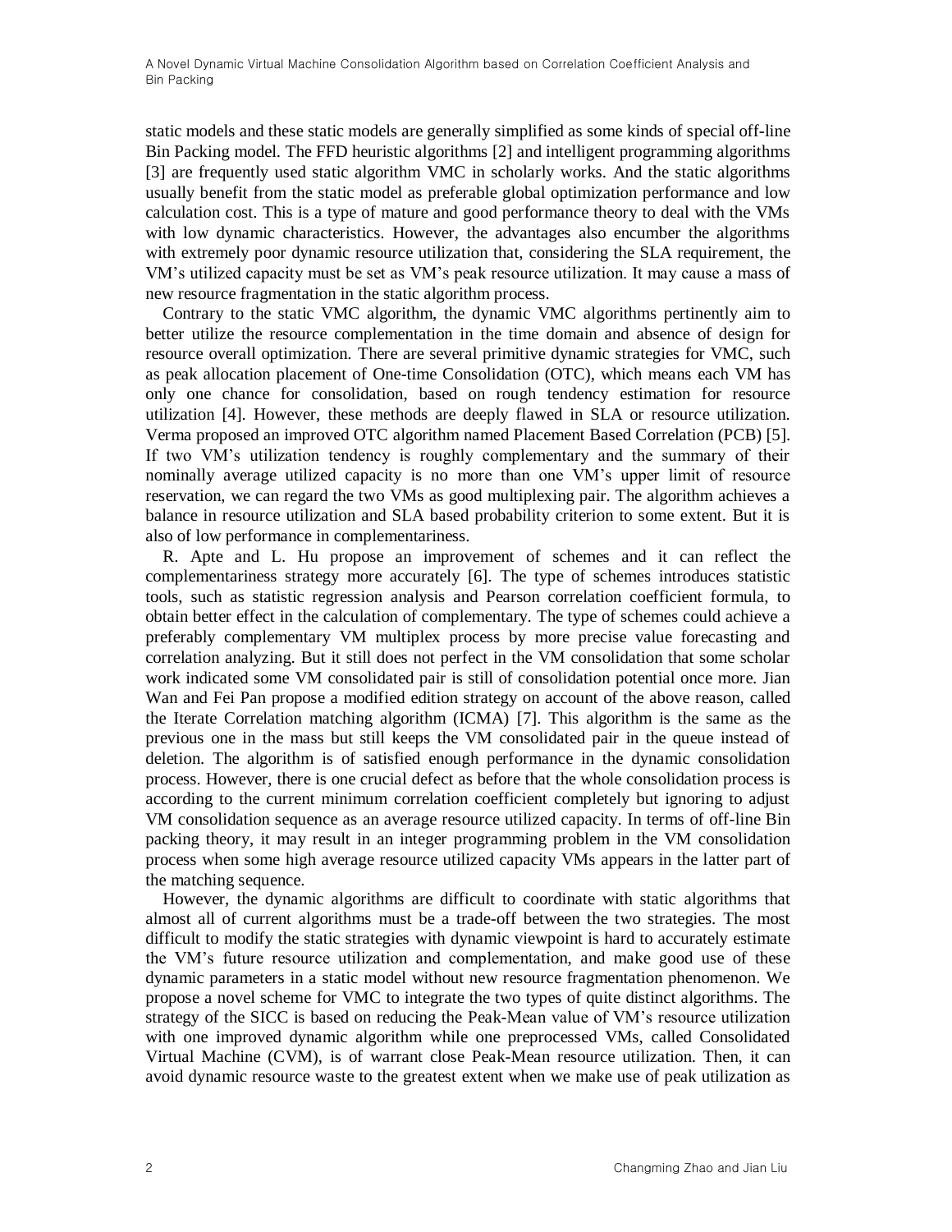static models and these static models are generally simplified as some kinds of special off-line Bin Packing model. The FFD heuristic algorithms [2] and intelligent programming algorithms [3] are frequently used static algorithm VMC in scholarly works. And the static algorithms usually benefit from the static model as preferable global optimization performance and low calculation cost. This is a type of mature and good performance theory to deal with the VMs with low dynamic characteristics. However, the advantages also encumber the algorithms with extremely poor dynamic resource utilization that, considering the SLA requirement, the VM's utilized capacity must be set as VM's peak resource utilization. It may cause a mass of new resource fragmentation in the static algorithm process.

Contrary to the static VMC algorithm, the dynamic VMC algorithms pertinently aim to better utilize the resource complementation in the time domain and absence of design for resource overall optimization. There are several primitive dynamic strategies for VMC, such as peak allocation placement of One-time Consolidation (OTC), which means each VM has only one chance for consolidation, based on rough tendency estimation for resource utilization [4]. However, these methods are deeply flawed in SLA or resource utilization. Verma proposed an improved OTC algorithm named Placement Based Correlation (PCB) [5]. If two VM's utilization tendency is roughly complementary and the summary of their nominally average utilized capacity is no more than one VM's upper limit of resource reservation, we can regard the two VMs as good multiplexing pair. The algorithm achieves a balance in resource utilization and SLA based probability criterion to some extent. But it is also of low performance in complementariness.

R. Apte and L. Hu propose an improvement of schemes and it can reflect the complementariness strategy more accurately [6]. The type of schemes introduces statistic tools, such as statistic regression analysis and Pearson correlation coefficient formula, to obtain better effect in the calculation of complementary. The type of schemes could achieve a preferably complementary VM multiplex process by more precise value forecasting and correlation analyzing. But it still does not perfect in the VM consolidation that some scholar work indicated some VM consolidated pair is still of consolidation potential once more. Jian Wan and Fei Pan propose a modified edition strategy on account of the above reason, called the Iterate Correlation matching algorithm (ICMA) [7]. This algorithm is the same as the previous one in the mass but still keeps the VM consolidated pair in the queue instead of deletion. The algorithm is of satisfied enough performance in the dynamic consolidation process. However, there is one crucial defect as before that the whole consolidation process is according to the current minimum correlation coefficient completely but ignoring to adjust VM consolidation sequence as an average resource utilized capacity. In terms of off-line Bin packing theory, it may result in an integer programming problem in the VM consolidation process when some high average resource utilized capacity VMs appears in the latter part of the matching sequence.

However, the dynamic algorithms are difficult to coordinate with static algorithms that almost all of current algorithms must be a trade-off between the two strategies. The most difficult to modify the static strategies with dynamic viewpoint is hard to accurately estimate the VM's future resource utilization and complementation, and make good use of these dynamic parameters in a static model without new resource fragmentation phenomenon. We propose a novel scheme for VMC to integrate the two types of quite distinct algorithms. The strategy of the SICC is based on reducing the Peak-Mean value of VM's resource utilization with one improved dynamic algorithm while one preprocessed VMs, called Consolidated Virtual Machine (CVM), is of warrant close Peak-Mean resource utilization. Then, it can avoid dynamic resource waste to the greatest extent when we make use of peak utilization as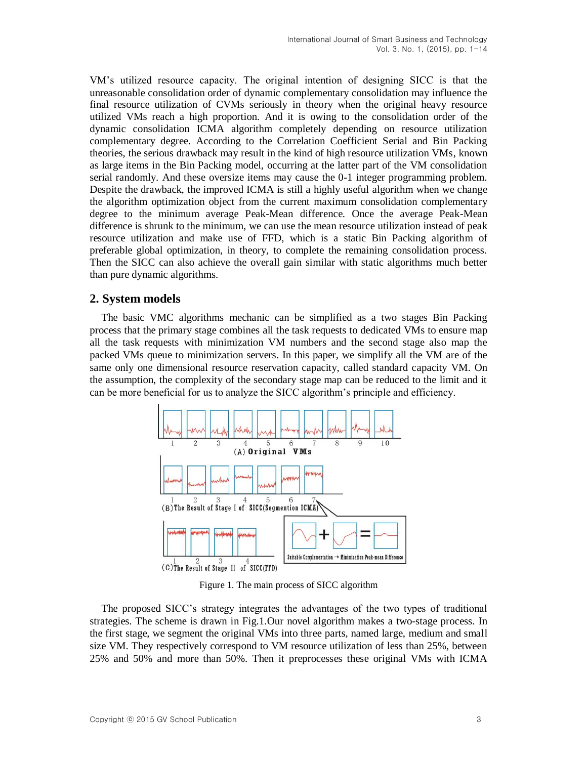VM's utilized resource capacity. The original intention of designing SICC is that the unreasonable consolidation order of dynamic complementary consolidation may influence the final resource utilization of CVMs seriously in theory when the original heavy resource utilized VMs reach a high proportion. And it is owing to the consolidation order of the dynamic consolidation ICMA algorithm completely depending on resource utilization complementary degree. According to the Correlation Coefficient Serial and Bin Packing theories, the serious drawback may result in the kind of high resource utilization VMs, known as large items in the Bin Packing model, occurring at the latter part of the VM consolidation serial randomly. And these oversize items may cause the 0-1 integer programming problem. Despite the drawback, the improved ICMA is still a highly useful algorithm when we change the algorithm optimization object from the current maximum consolidation complementary degree to the minimum average Peak-Mean difference. Once the average Peak-Mean difference is shrunk to the minimum, we can use the mean resource utilization instead of peak resource utilization and make use of FFD, which is a static Bin Packing algorithm of preferable global optimization, in theory, to complete the remaining consolidation process. Then the SICC can also achieve the overall gain similar with static algorithms much better than pure dynamic algorithms.

## 2. System models

The basic VMC algorithms mechanic can be simplified as a two stages Bin Packing process that the primary stage combines all the task requests to dedicated VMs to ensure map all the task requests with minimization VM numbers and the second stage also map the packed VMs queue to minimization servers. In this paper, we simplify all the VM are of the same only one dimensional resource reservation capacity, called standard capacity VM. On the assumption, the complexity of the secondary stage map can be reduced to the limit and it can be more beneficial for us to analyze the SICC algorithm's principle and efficiency.

(A) Original VMs

(B) The Result of Stage I of SICC(Segmention ICMA)

Suitable Complementation → Minimization Peak-mean Difference

(C) The Result of Stage II of SICC(FFD)

Figure 1. The main process of SICC algorithm

The proposed SICC's strategy integrates the advantages of the two types of traditional strategies. The scheme is drawn in Fig.1.Our novel algorithm makes a two-stage process. In the first stage, we segment the original VMs into three parts, named large, medium and small size VM. They respectively correspond to VM resource utilization of less than 25%, between 25% and 50% and more than 50%. Then it preprocesses these original VMs with ICMA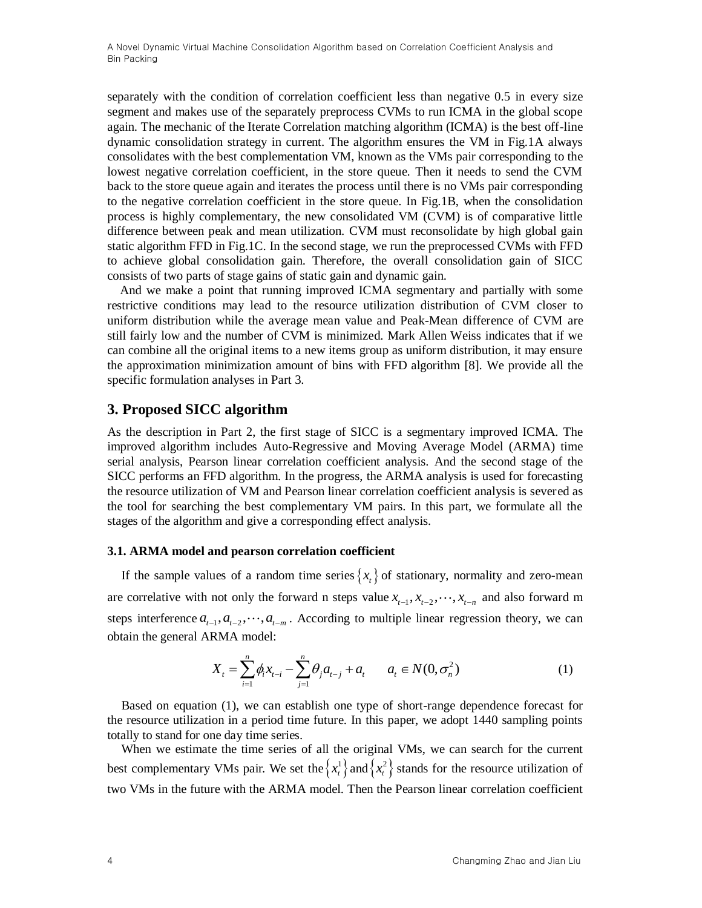separately with the condition of correlation coefficient less than negative 0.5 in every size segment and makes use of the separately preprocess CVMs to run ICMA in the global scope again. The mechanic of the Iterate Correlation matching algorithm (ICMA) is the best off-line dynamic consolidation strategy in current. The algorithm ensures the VM in Fig.1A always consolidates with the best complementation VM, known as the VMs pair corresponding to the lowest negative correlation coefficient, in the store queue. Then it needs to send the CVM back to the store queue again and iterates the process until there is no VMs pair corresponding to the negative correlation coefficient in the store queue. In Fig.1B, when the consolidation process is highly complementary, the new consolidated VM (CVM) is of comparative little difference between peak and mean utilization. CVM must reconsolidate by high global gain static algorithm FFD in Fig.1C. In the second stage, we run the preprocessed CVMs with FFD to achieve global consolidation gain. Therefore, the overall consolidation gain of SICC consists of two parts of stage gains of static gain and dynamic gain.

And we make a point that running improved ICMA segmentary and partially with some restrictive conditions may lead to the resource utilization distribution of CVM closer to uniform distribution while the average mean value and Peak-Mean difference of CVM are still fairly low and the number of CVM is minimized. Mark Allen Weiss indicates that if we can combine all the original items to a new items group as uniform distribution, it may ensure the approximation minimization amount of bins with FFD algorithm [8]. We provide all the specific formulation analyses in Part 3.

## 3. Proposed SICC algorithm

As the description in Part 2, the first stage of SICC is a segmentary improved ICMA. The improved algorithm includes Auto-Regressive and Moving Average Model (ARMA) time serial analysis, Pearson linear correlation coefficient analysis. And the second stage of the SICC performs an FFD algorithm. In the progress, the ARMA analysis is used for forecasting the resource utilization of VM and Pearson linear correlation coefficient analysis is severed as the tool for searching the best complementary VM pairs. In this part, we formulate all the stages of the algorithm and give a corresponding effect analysis.

### 3.1. ARMA model and pearson correlation coefficient

If the sample values of a random time series $\{x_t\}$ of stationary, normality and zero-mean are correlative with not only the forward n steps value $x_{t-1}, x_{t-2}, \cdots, x_{t-n}$ and also forward m steps interference $a_{t-1}, a_{t-2}, \cdots, a_{t-m}$. According to multiple linear regression theory, we can obtain the general ARMA model:

$$X_t = \sum_{i=1}^{n} \phi_i x_{t-i} - \sum_{j=1}^{n} \theta_j a_{t-j} + a_t \qquad a_t \in N(0, \sigma_n^2) \tag{1}$$

Based on equation (1), we can establish one type of short-range dependence forecast for the resource utilization in a period time future. In this paper, we adopt 1440 sampling points totally to stand for one day time series.

When we estimate the time series of all the original VMs, we can search for the current best complementary VMs pair. We set the $\{x_t^1\}$ and $\{x_t^2\}$ stands for the resource utilization of two VMs in the future with the ARMA model. Then the Pearson linear correlation coefficient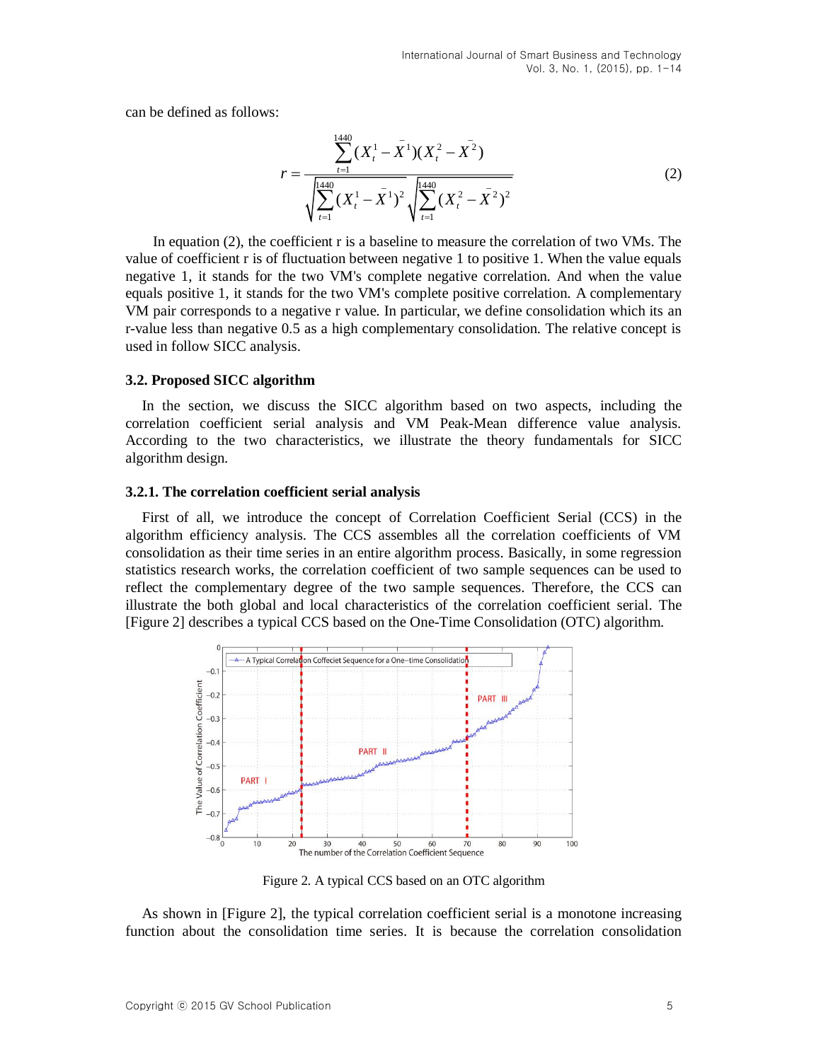can be defined as follows:

$$r = \frac{\sum_{t=1}^{1440}(X_t^1 - \bar{X}^1)(X_t^2 - \bar{X}^2)}{\sqrt{\sum_{t=1}^{1440}(X_t^1 - \bar{X}^1)^2}\sqrt{\sum_{t=1}^{1440}(X_t^2 - \bar{X}^2)^2}} \tag{2}$$

In equation (2), the coefficient r is a baseline to measure the correlation of two VMs. The value of coefficient r is of fluctuation between negative 1 to positive 1. When the value equals negative 1, it stands for the two VM's complete negative correlation. And when the value equals positive 1, it stands for the two VM's complete positive correlation. A complementary VM pair corresponds to a negative r value. In particular, we define consolidation which its an r-value less than negative 0.5 as a high complementary consolidation. The relative concept is used in follow SICC analysis.

### 3.2. Proposed SICC algorithm

In the section, we discuss the SICC algorithm based on two aspects, including the correlation coefficient serial analysis and VM Peak-Mean difference value analysis. According to the two characteristics, we illustrate the theory fundamentals for SICC algorithm design.

#### 3.2.1. The correlation coefficient serial analysis

First of all, we introduce the concept of Correlation Coefficient Serial (CCS) in the algorithm efficiency analysis. The CCS assembles all the correlation coefficients of VM consolidation as their time series in an entire algorithm process. Basically, in some regression statistics research works, the correlation coefficient of two sample sequences can be used to reflect the complementary degree of the two sample sequences. Therefore, the CCS can illustrate the both global and local characteristics of the correlation coefficient serial. The [Figure 2] describes a typical CCS based on the One-Time Consolidation (OTC) algorithm.

Figure 2. A typical CCS based on an OTC algorithm

As shown in [Figure 2], the typical correlation coefficient serial is a monotone increasing function about the consolidation time series. It is because the correlation consolidation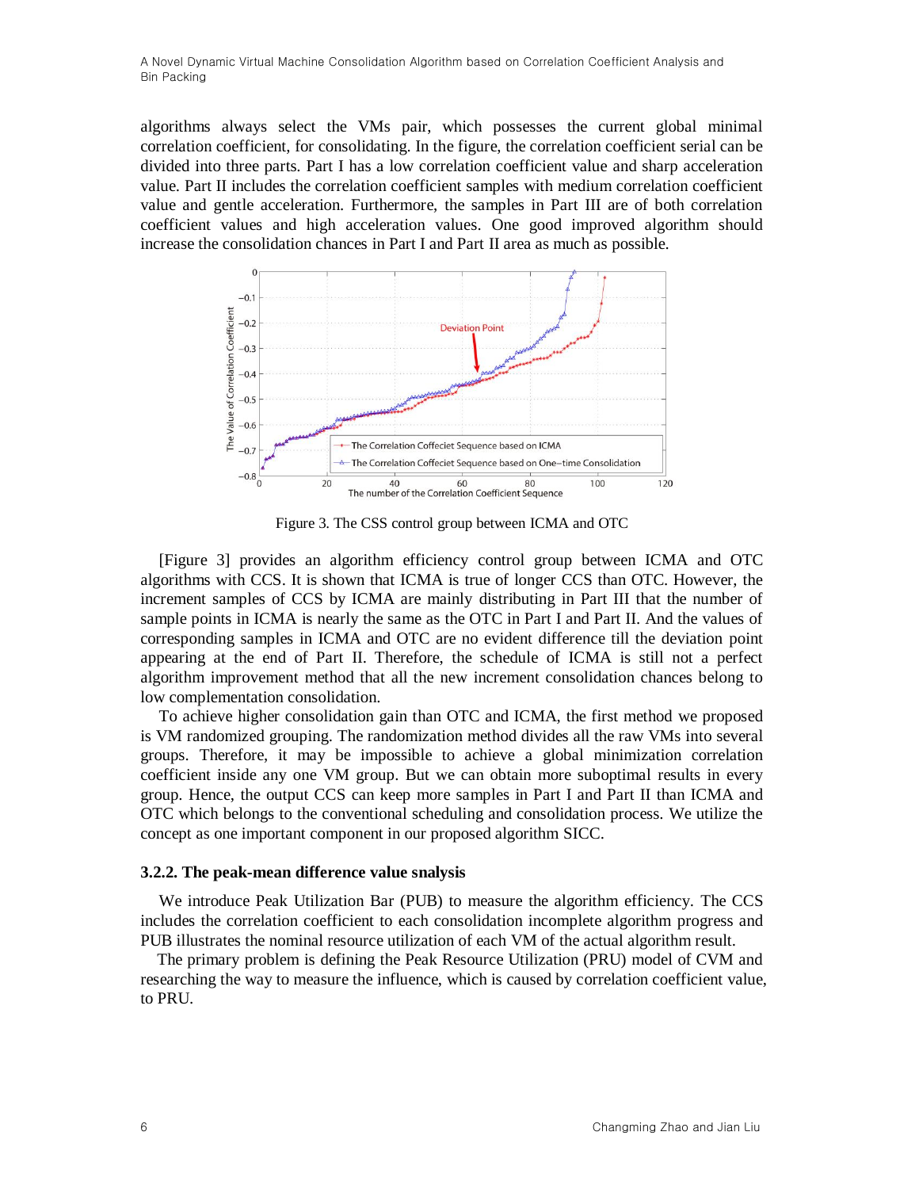algorithms always select the VMs pair, which possesses the current global minimal correlation coefficient, for consolidating. In the figure, the correlation coefficient serial can be divided into three parts. Part I has a low correlation coefficient value and sharp acceleration value. Part II includes the correlation coefficient samples with medium correlation coefficient value and gentle acceleration. Furthermore, the samples in Part III are of both correlation coefficient values and high acceleration values. One good improved algorithm should increase the consolidation chances in Part I and Part II area as much as possible.

Figure 3. The CSS control group between ICMA and OTC

[Figure 3] provides an algorithm efficiency control group between ICMA and OTC algorithms with CCS. It is shown that ICMA is true of longer CCS than OTC. However, the increment samples of CCS by ICMA are mainly distributing in Part III that the number of sample points in ICMA is nearly the same as the OTC in Part I and Part II. And the values of corresponding samples in ICMA and OTC are no evident difference till the deviation point appearing at the end of Part II. Therefore, the schedule of ICMA is still not a perfect algorithm improvement method that all the new increment consolidation chances belong to low complementation consolidation.

To achieve higher consolidation gain than OTC and ICMA, the first method we proposed is VM randomized grouping. The randomization method divides all the raw VMs into several groups. Therefore, it may be impossible to achieve a global minimization correlation coefficient inside any one VM group. But we can obtain more suboptimal results in every group. Hence, the output CCS can keep more samples in Part I and Part II than ICMA and OTC which belongs to the conventional scheduling and consolidation process. We utilize the concept as one important component in our proposed algorithm SICC.

### 3.2.2. The peak-mean difference value snalysis

We introduce Peak Utilization Bar (PUB) to measure the algorithm efficiency. The CCS includes the correlation coefficient to each consolidation incomplete algorithm progress and PUB illustrates the nominal resource utilization of each VM of the actual algorithm result.

The primary problem is defining the Peak Resource Utilization (PRU) model of CVM and researching the way to measure the influence, which is caused by correlation coefficient value, to PRU.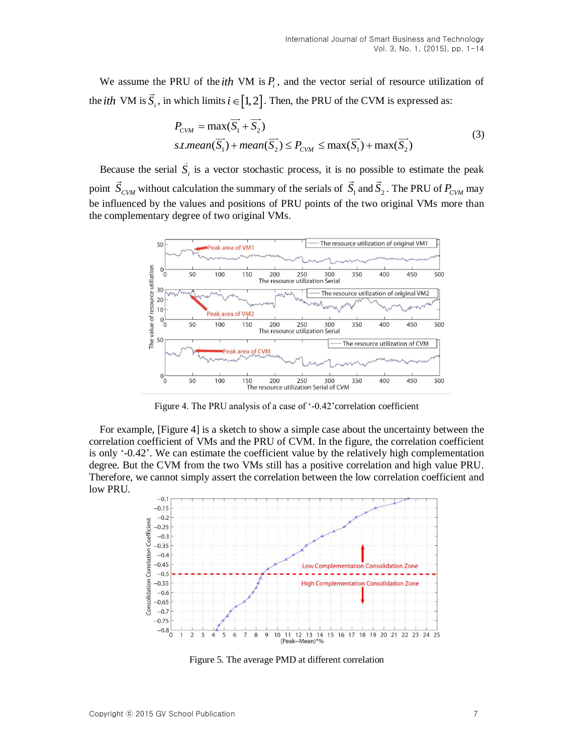We assume the PRU of the $ith$ VM is $P_i$, and the vector serial of resource utilization of the $ith$ VM is $\vec{S}_i$, in which limits $i \in [1,2]$. Then, the PRU of the CVM is expressed as:

$$
\begin{aligned}
& P_{CVM} = \max(\vec{S}_1 + \vec{S}_2) \\
& s.t. mean(\vec{S}_1) + mean(\vec{S}_2) \le P_{CVM} \le \max(\vec{S}_1) + \max(\vec{S}_2)
\end{aligned}
\tag{3}
$$

Because the serial $\vec{S}_i$ is a vector stochastic process, it is no possible to estimate the peak point $\vec{S}_{CVM}$ without calculation the summary of the serials of $\vec{S}_1$ and $\vec{S}_2$. The PRU of $P_{CVM}$ may be influenced by the values and positions of PRU points of the two original VMs more than the complementary degree of two original VMs.

Figure 4. The PRU analysis of a case of '-0.42'correlation coefficient

For example, [Figure 4] is a sketch to show a simple case about the uncertainty between the correlation coefficient of VMs and the PRU of CVM. In the figure, the correlation coefficient is only '-0.42'. We can estimate the coefficient value by the relatively high complementation degree. But the CVM from the two VMs still has a positive correlation and high value PRU. Therefore, we cannot simply assert the correlation between the low correlation coefficient and low PRU.

Figure 5. The average PMD at different correlation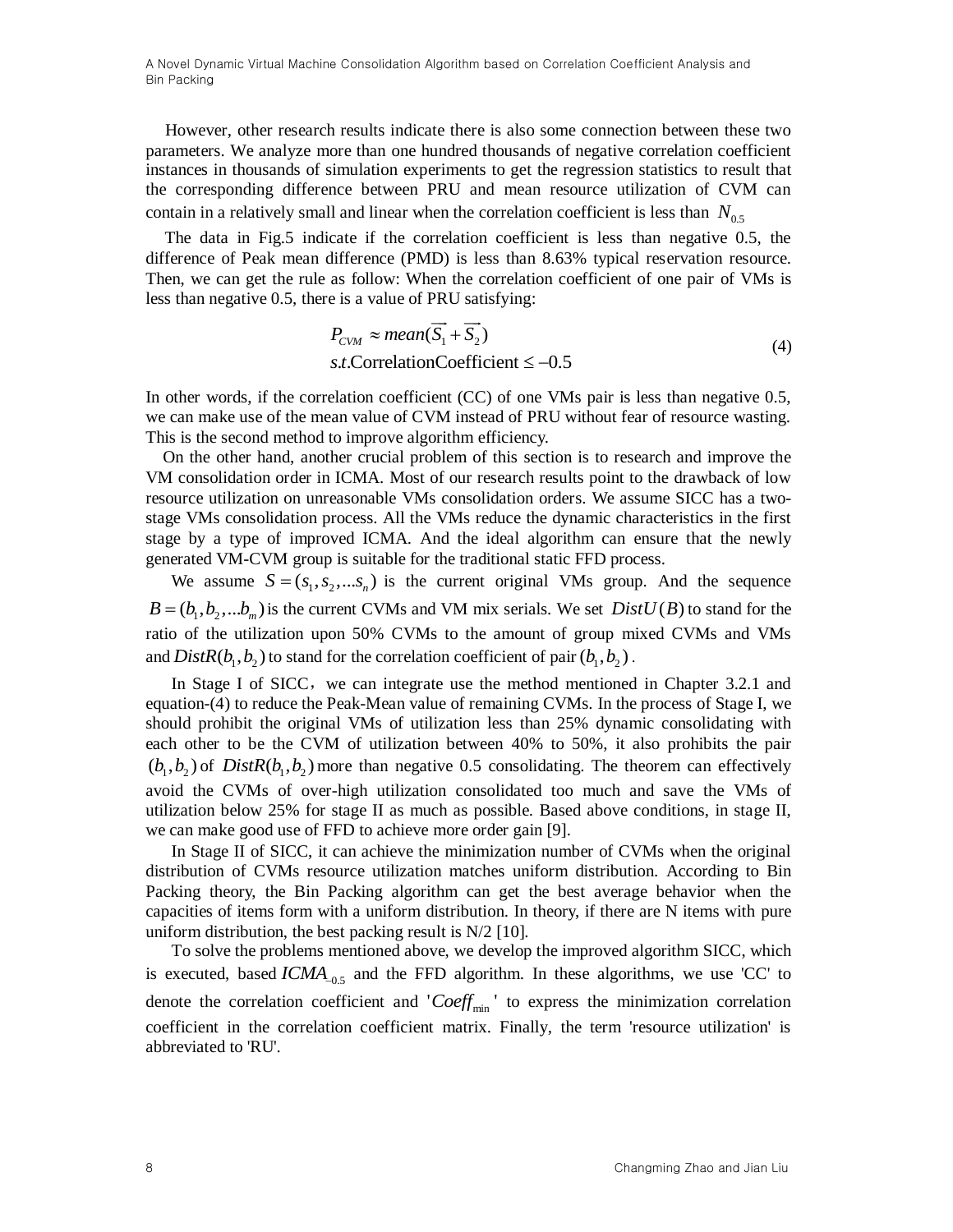However, other research results indicate there is also some connection between these two parameters. We analyze more than one hundred thousands of negative correlation coefficient instances in thousands of simulation experiments to get the regression statistics to result that the corresponding difference between PRU and mean resource utilization of CVM can contain in a relatively small and linear when the correlation coefficient is less than $N_{0.5}$

The data in Fig.5 indicate if the correlation coefficient is less than negative 0.5, the difference of Peak mean difference (PMD) is less than 8.63% typical reservation resource. Then, we can get the rule as follow: When the correlation coefficient of one pair of VMs is less than negative 0.5, there is a value of PRU satisfying:

$$
\begin{aligned}
&P_{CVM} \approx mean(\overrightarrow{S_1} + \overrightarrow{S_2}) \\
&s.t.\text{CorrelationCoefficient} \leq -0.5
\end{aligned} \tag{4}
$$

In other words, if the correlation coefficient (CC) of one VMs pair is less than negative 0.5, we can make use of the mean value of CVM instead of PRU without fear of resource wasting. This is the second method to improve algorithm efficiency.

On the other hand, another crucial problem of this section is to research and improve the VM consolidation order in ICMA. Most of our research results point to the drawback of low resource utilization on unreasonable VMs consolidation orders. We assume SICC has a two-stage VMs consolidation process. All the VMs reduce the dynamic characteristics in the first stage by a type of improved ICMA. And the ideal algorithm can ensure that the newly generated VM-CVM group is suitable for the traditional static FFD process.

We assume $S = (s_1, s_2, ... s_n)$ is the current original VMs group. And the sequence $B = (b_1, b_2, ... b_m)$ is the current CVMs and VM mix serials. We set $DistU(B)$ to stand for the ratio of the utilization upon 50% CVMs to the amount of group mixed CVMs and VMs and $DistR(b_1, b_2)$ to stand for the correlation coefficient of pair $(b_1, b_2)$.

In Stage I of SICC，we can integrate use the method mentioned in Chapter 3.2.1 and equation-(4) to reduce the Peak-Mean value of remaining CVMs. In the process of Stage I, we should prohibit the original VMs of utilization less than 25% dynamic consolidating with each other to be the CVM of utilization between 40% to 50%, it also prohibits the pair $(b_1, b_2)$ of $DistR(b_1, b_2)$ more than negative 0.5 consolidating. The theorem can effectively avoid the CVMs of over-high utilization consolidated too much and save the VMs of utilization below 25% for stage II as much as possible. Based above conditions, in stage II, we can make good use of FFD to achieve more order gain [9].

In Stage II of SICC, it can achieve the minimization number of CVMs when the original distribution of CVMs resource utilization matches uniform distribution. According to Bin Packing theory, the Bin Packing algorithm can get the best average behavior when the capacities of items form with a uniform distribution. In theory, if there are N items with pure uniform distribution, the best packing result is N/2 [10].

To solve the problems mentioned above, we develop the improved algorithm SICC, which is executed, based $ICMA_{-0.5}$ and the FFD algorithm. In these algorithms, we use 'CC' to denote the correlation coefficient and '$Coeff_{\min}$' to express the minimization correlation coefficient in the correlation coefficient matrix. Finally, the term 'resource utilization' is abbreviated to 'RU'.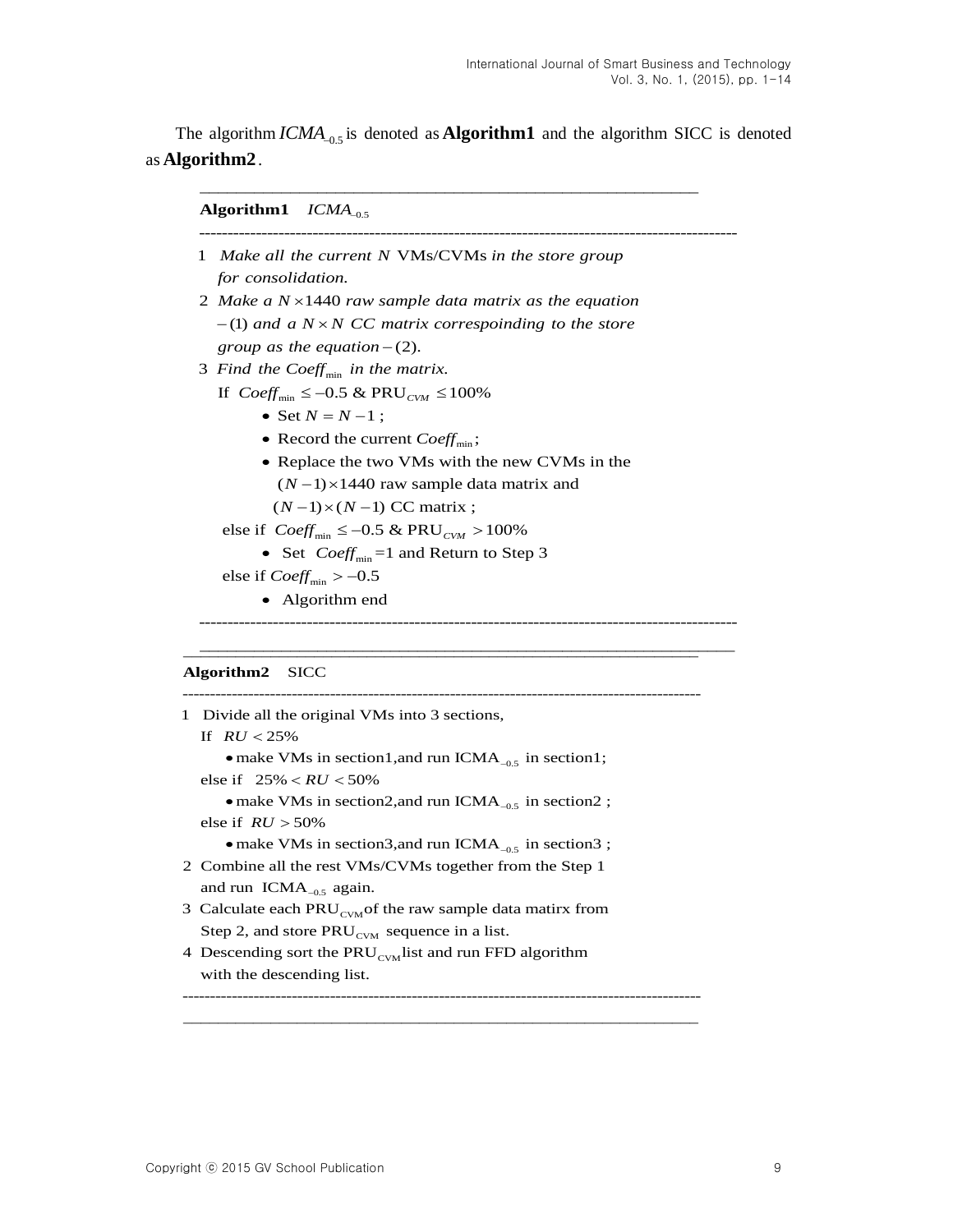The algorithm $ICMA_{-0.5}$ is denoted as **Algorithm1** and the algorithm SICC is denoted as **Algorithm2**.

---

**Algorithm1** $ICMA_{-0.5}$

---

1 *Make all the current* $N$ VMs/CVMs *in the store group for consolidation.*

2 *Make a* $N \times 1440$ *raw sample data matrix as the equation* $-(1)$ *and a* $N \times N$ *CC matrix correspoinding to the store group as the equation* $-(2)$.

3 *Find the* $Coeff_{\min}$ *in the matrix.*

If $Coeff_{\min} \leq -0.5$ & $\text{PRU}_{CVM} \leq 100\%$

- Set $N = N - 1$ ;
- Record the current $Coeff_{\min}$;
- Replace the two VMs with the new CVMs in the $(N-1) \times 1440$ raw sample data matrix and $(N-1) \times (N-1)$ CC matrix ;

else if $Coeff_{\min} \leq -0.5$ & $\text{PRU}_{CVM} > 100\%$

- Set $Coeff_{\min} = 1$ and Return to Step 3

else if $Coeff_{\min} > -0.5$

- Algorithm end

---

**Algorithm2** SICC

---

1 Divide all the original VMs into 3 sections,

If $RU < 25\%$

- make VMs in section1,and run $\text{ICMA}_{-0.5}$ in section1;

else if $25\% < RU < 50\%$

- make VMs in section2,and run $\text{ICMA}_{-0.5}$ in section2 ;

else if $RU > 50\%$

- make VMs in section3,and run $\text{ICMA}_{-0.5}$ in section3 ;

2 Combine all the rest VMs/CVMs together from the Step 1 and run $\text{ICMA}_{-0.5}$ again.

3 Calculate each $\text{PRU}_{\text{CVM}}$ of the raw sample data matirx from Step 2, and store $\text{PRU}_{\text{CVM}}$ sequence in a list.

4 Descending sort the $\text{PRU}_{\text{CVM}}$ list and run FFD algorithm with the descending list.

---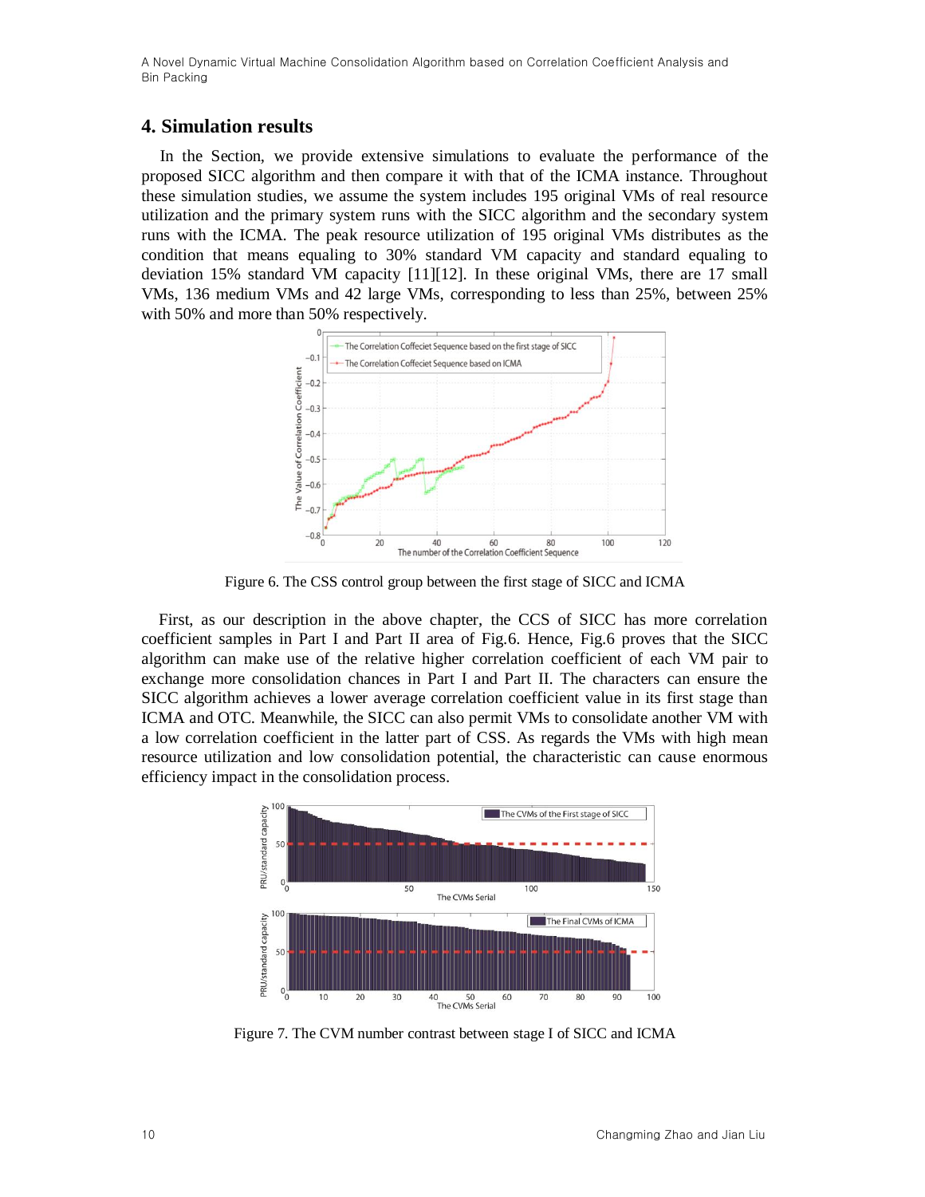## 4. Simulation results

In the Section, we provide extensive simulations to evaluate the performance of the proposed SICC algorithm and then compare it with that of the ICMA instance. Throughout these simulation studies, we assume the system includes 195 original VMs of real resource utilization and the primary system runs with the SICC algorithm and the secondary system runs with the ICMA. The peak resource utilization of 195 original VMs distributes as the condition that means equaling to 30% standard VM capacity and standard equaling to deviation 15% standard VM capacity [11][12]. In these original VMs, there are 17 small VMs, 136 medium VMs and 42 large VMs, corresponding to less than 25%, between 25% with 50% and more than 50% respectively.

Figure 6. The CSS control group between the first stage of SICC and ICMA

First, as our description in the above chapter, the CCS of SICC has more correlation coefficient samples in Part I and Part II area of Fig.6. Hence, Fig.6 proves that the SICC algorithm can make use of the relative higher correlation coefficient of each VM pair to exchange more consolidation chances in Part I and Part II. The characters can ensure the SICC algorithm achieves a lower average correlation coefficient value in its first stage than ICMA and OTC. Meanwhile, the SICC can also permit VMs to consolidate another VM with a low correlation coefficient in the latter part of CSS. As regards the VMs with high mean resource utilization and low consolidation potential, the characteristic can cause enormous efficiency impact in the consolidation process.

Figure 7. The CVM number contrast between stage I of SICC and ICMA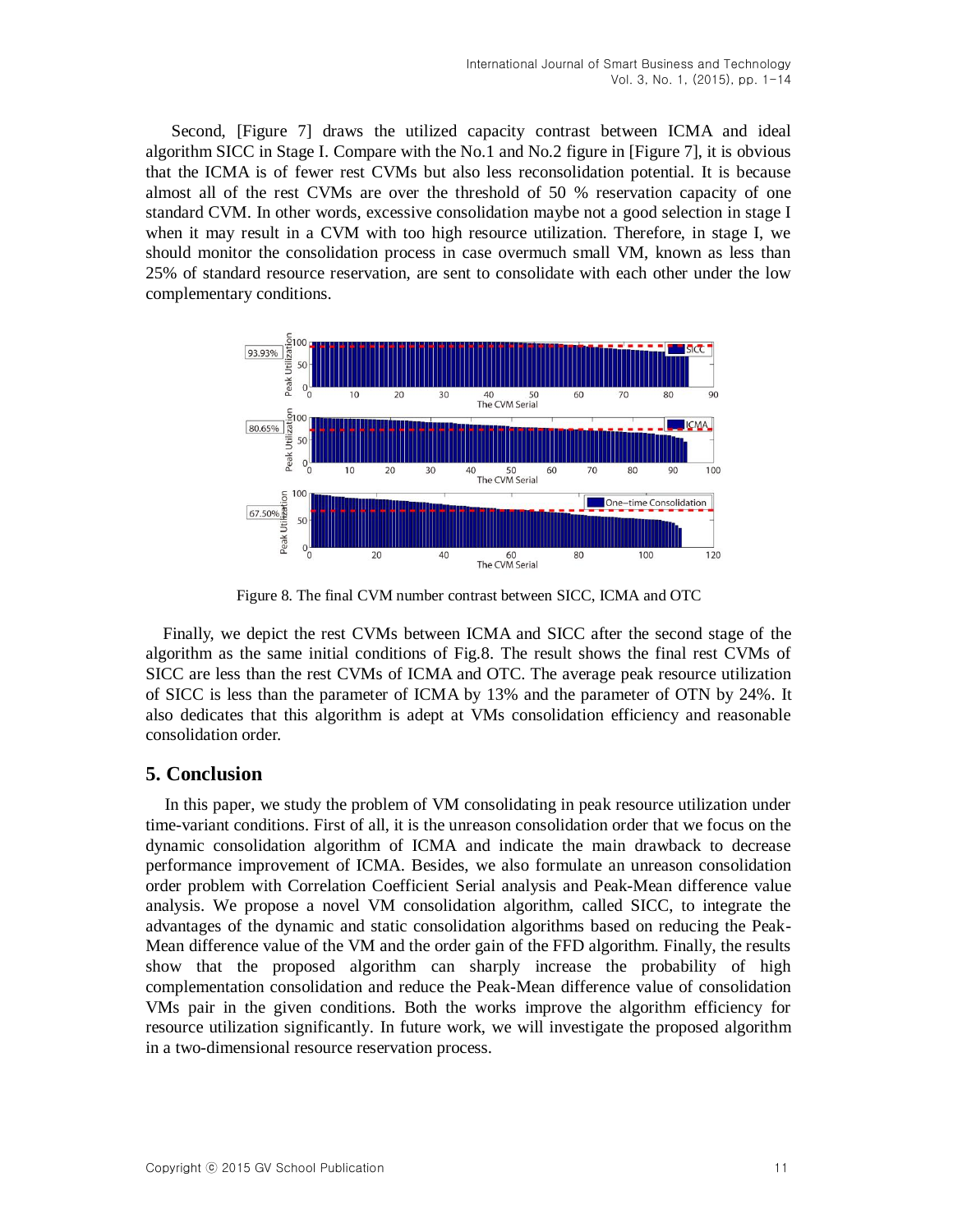Second, [Figure 7] draws the utilized capacity contrast between ICMA and ideal algorithm SICC in Stage I. Compare with the No.1 and No.2 figure in [Figure 7], it is obvious that the ICMA is of fewer rest CVMs but also less reconsolidation potential. It is because almost all of the rest CVMs are over the threshold of 50 % reservation capacity of one standard CVM. In other words, excessive consolidation maybe not a good selection in stage I when it may result in a CVM with too high resource utilization. Therefore, in stage I, we should monitor the consolidation process in case overmuch small VM, known as less than 25% of standard resource reservation, are sent to consolidate with each other under the low complementary conditions.

Figure 8. The final CVM number contrast between SICC, ICMA and OTC

Finally, we depict the rest CVMs between ICMA and SICC after the second stage of the algorithm as the same initial conditions of Fig.8. The result shows the final rest CVMs of SICC are less than the rest CVMs of ICMA and OTC. The average peak resource utilization of SICC is less than the parameter of ICMA by 13% and the parameter of OTN by 24%. It also dedicates that this algorithm is adept at VMs consolidation efficiency and reasonable consolidation order.

## 5. Conclusion

In this paper, we study the problem of VM consolidating in peak resource utilization under time-variant conditions. First of all, it is the unreason consolidation order that we focus on the dynamic consolidation algorithm of ICMA and indicate the main drawback to decrease performance improvement of ICMA. Besides, we also formulate an unreason consolidation order problem with Correlation Coefficient Serial analysis and Peak-Mean difference value analysis. We propose a novel VM consolidation algorithm, called SICC, to integrate the advantages of the dynamic and static consolidation algorithms based on reducing the Peak-Mean difference value of the VM and the order gain of the FFD algorithm. Finally, the results show that the proposed algorithm can sharply increase the probability of high complementation consolidation and reduce the Peak-Mean difference value of consolidation VMs pair in the given conditions. Both the works improve the algorithm efficiency for resource utilization significantly. In future work, we will investigate the proposed algorithm in a two-dimensional resource reservation process.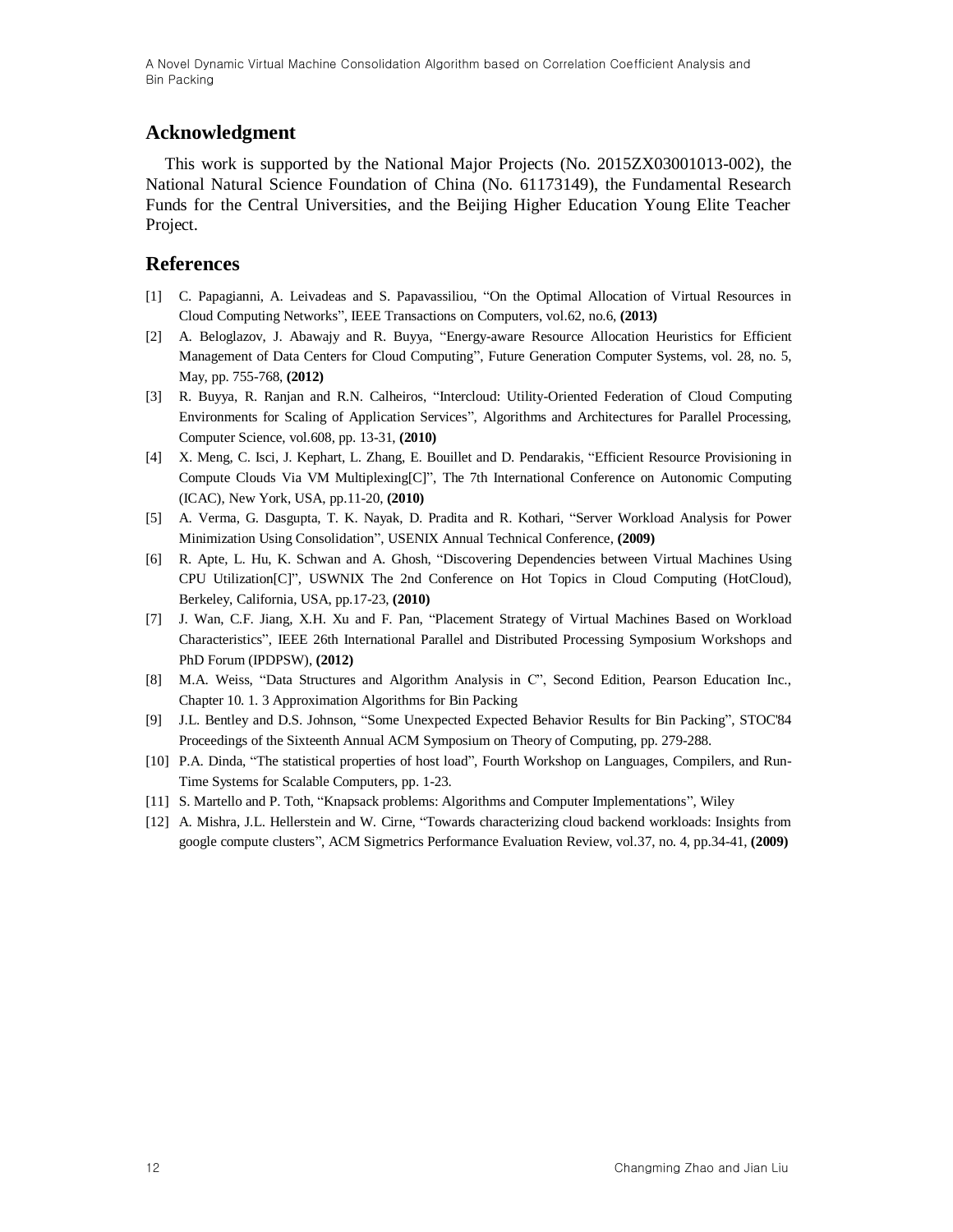## Acknowledgment

This work is supported by the National Major Projects (No. 2015ZX03001013-002), the National Natural Science Foundation of China (No. 61173149), the Fundamental Research Funds for the Central Universities, and the Beijing Higher Education Young Elite Teacher Project.

## References

[1] C. Papagianni, A. Leivadeas and S. Papavassiliou, "On the Optimal Allocation of Virtual Resources in Cloud Computing Networks", IEEE Transactions on Computers, vol.62, no.6, **(2013)**

[2] A. Beloglazov, J. Abawajy and R. Buyya, "Energy-aware Resource Allocation Heuristics for Efficient Management of Data Centers for Cloud Computing", Future Generation Computer Systems, vol. 28, no. 5, May, pp. 755-768, **(2012)**

[3] R. Buyya, R. Ranjan and R.N. Calheiros, "Intercloud: Utility-Oriented Federation of Cloud Computing Environments for Scaling of Application Services", Algorithms and Architectures for Parallel Processing, Computer Science, vol.608, pp. 13-31, **(2010)**

[4] X. Meng, C. Isci, J. Kephart, L. Zhang, E. Bouillet and D. Pendarakis, "Efficient Resource Provisioning in Compute Clouds Via VM Multiplexing[C]", The 7th International Conference on Autonomic Computing (ICAC), New York, USA, pp.11-20, **(2010)**

[5] A. Verma, G. Dasgupta, T. K. Nayak, D. Pradita and R. Kothari, "Server Workload Analysis for Power Minimization Using Consolidation", USENIX Annual Technical Conference, **(2009)**

[6] R. Apte, L. Hu, K. Schwan and A. Ghosh, "Discovering Dependencies between Virtual Machines Using CPU Utilization[C]", USWNIX The 2nd Conference on Hot Topics in Cloud Computing (HotCloud), Berkeley, California, USA, pp.17-23, **(2010)**

[7] J. Wan, C.F. Jiang, X.H. Xu and F. Pan, "Placement Strategy of Virtual Machines Based on Workload Characteristics", IEEE 26th International Parallel and Distributed Processing Symposium Workshops and PhD Forum (IPDPSW), **(2012)**

[8] M.A. Weiss, "Data Structures and Algorithm Analysis in C", Second Edition, Pearson Education Inc., Chapter 10. 1. 3 Approximation Algorithms for Bin Packing

[9] J.L. Bentley and D.S. Johnson, "Some Unexpected Expected Behavior Results for Bin Packing", STOC'84 Proceedings of the Sixteenth Annual ACM Symposium on Theory of Computing, pp. 279-288.

[10] P.A. Dinda, "The statistical properties of host load", Fourth Workshop on Languages, Compilers, and Run-Time Systems for Scalable Computers, pp. 1-23.

[11] S. Martello and P. Toth, "Knapsack problems: Algorithms and Computer Implementations", Wiley

[12] A. Mishra, J.L. Hellerstein and W. Cirne, "Towards characterizing cloud backend workloads: Insights from google compute clusters", ACM Sigmetrics Performance Evaluation Review, vol.37, no. 4, pp.34-41, **(2009)**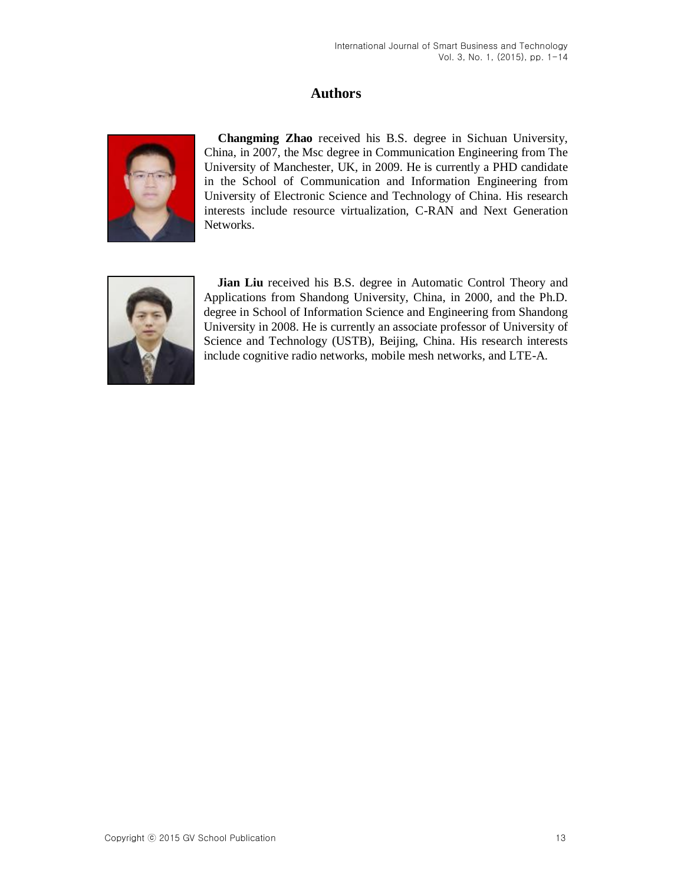# Authors

**Changming Zhao** received his B.S. degree in Sichuan University, China, in 2007, the Msc degree in Communication Engineering from The University of Manchester, UK, in 2009. He is currently a PHD candidate in the School of Communication and Information Engineering from University of Electronic Science and Technology of China. His research interests include resource virtualization, C-RAN and Next Generation Networks.

**Jian Liu** received his B.S. degree in Automatic Control Theory and Applications from Shandong University, China, in 2000, and the Ph.D. degree in School of Information Science and Engineering from Shandong University in 2008. He is currently an associate professor of University of Science and Technology (USTB), Beijing, China. His research interests include cognitive radio networks, mobile mesh networks, and LTE-A.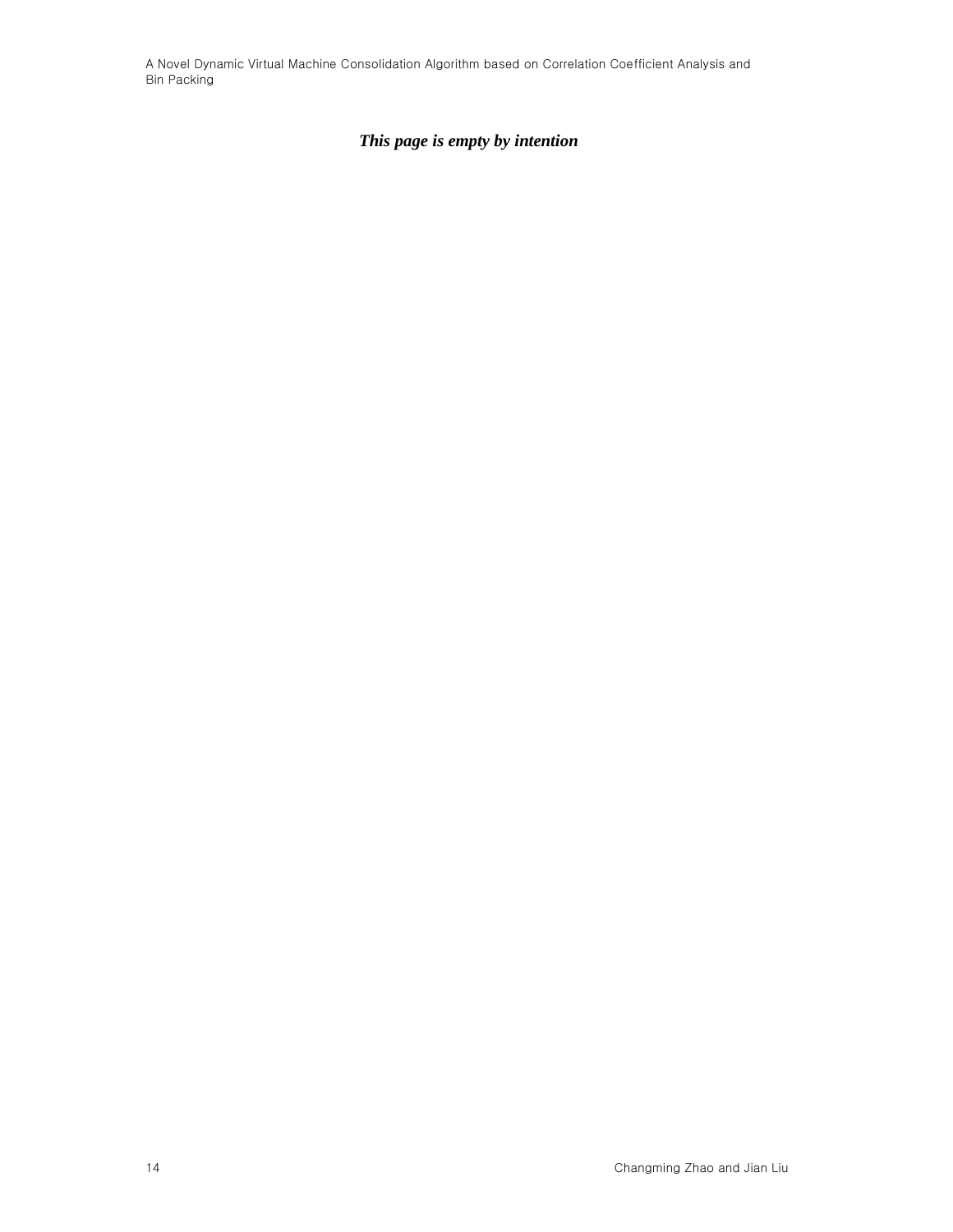***This page is empty by intention***